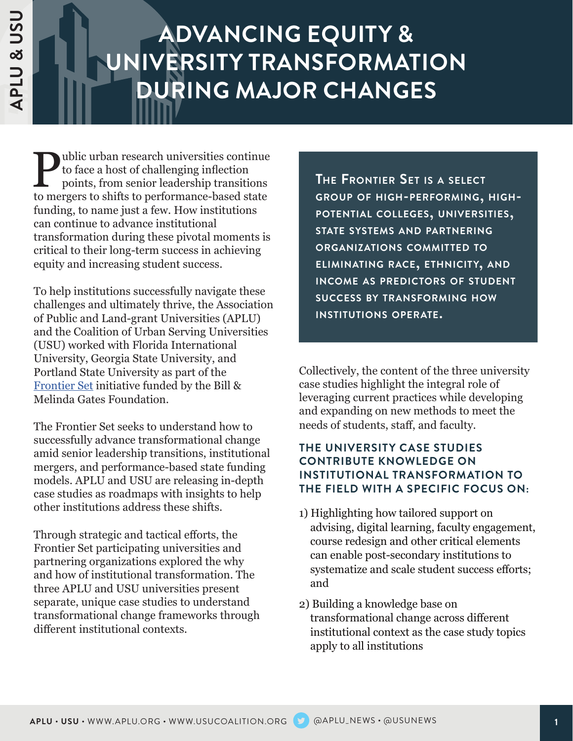# ADVANCING EQUITY & UNIVERSITY TRANSFORMATION DURING MAJOR CHANGES

Public urban research universities continue to face a host of challenging inflection points, from senior leadership transitions to mergers to shifts to performance-based state funding, to name just a few. How institutions can continue to advance institutional transformation during these pivotal moments is critical to their long-term success in achieving equity and increasing student success.

To help institutions successfully navigate these challenges and ultimately thrive, the Association of Public and Land-grant Universities (APLU) and the Coalition of Urban Serving Universities (USU) worked with Florida International University, Georgia State University, and Portland State University as part of the Frontier Set initiative funded by the Bill & Melinda Gates Foundation.

The Frontier Set seeks to understand how to successfully advance transformational change amid senior leadership transitions, institutional mergers, and performance-based state funding models. APLU and USU are releasing in-depth case studies as roadmaps with insights to help other institutions address these shifts.

Through strategic and tactical efforts, the Frontier Set participating universities and partnering organizations explored the why and how of institutional transformation. The three APLU and USU universities present separate, unique case studies to understand transformational change frameworks through different institutional contexts.

**The Frontier Set is a select group of high-performing, high-potential colleges, universities, state systems and partnering organizations committed to eliminating race, ethnicity, and income as predictors of student success by transforming how institutions operate.**

Collectively, the content of the three university case studies highlight the integral role of leveraging current practices while developing and expanding on new methods to meet the needs of students, staff, and faculty.

## THE UNIVERSITY CASE STUDIES CONTRIBUTE KNOWLEDGE ON INSTITUTIONAL TRANSFORMATION TO THE FIELD WITH A SPECIFIC FOCUS ON:

1) Highlighting how tailored support on advising, digital learning, faculty engagement, course redesign and other critical elements can enable post-secondary institutions to systematize and scale student success efforts; and

2) Building a knowledge base on transformational change across different institutional context as the case study topics apply to all institutions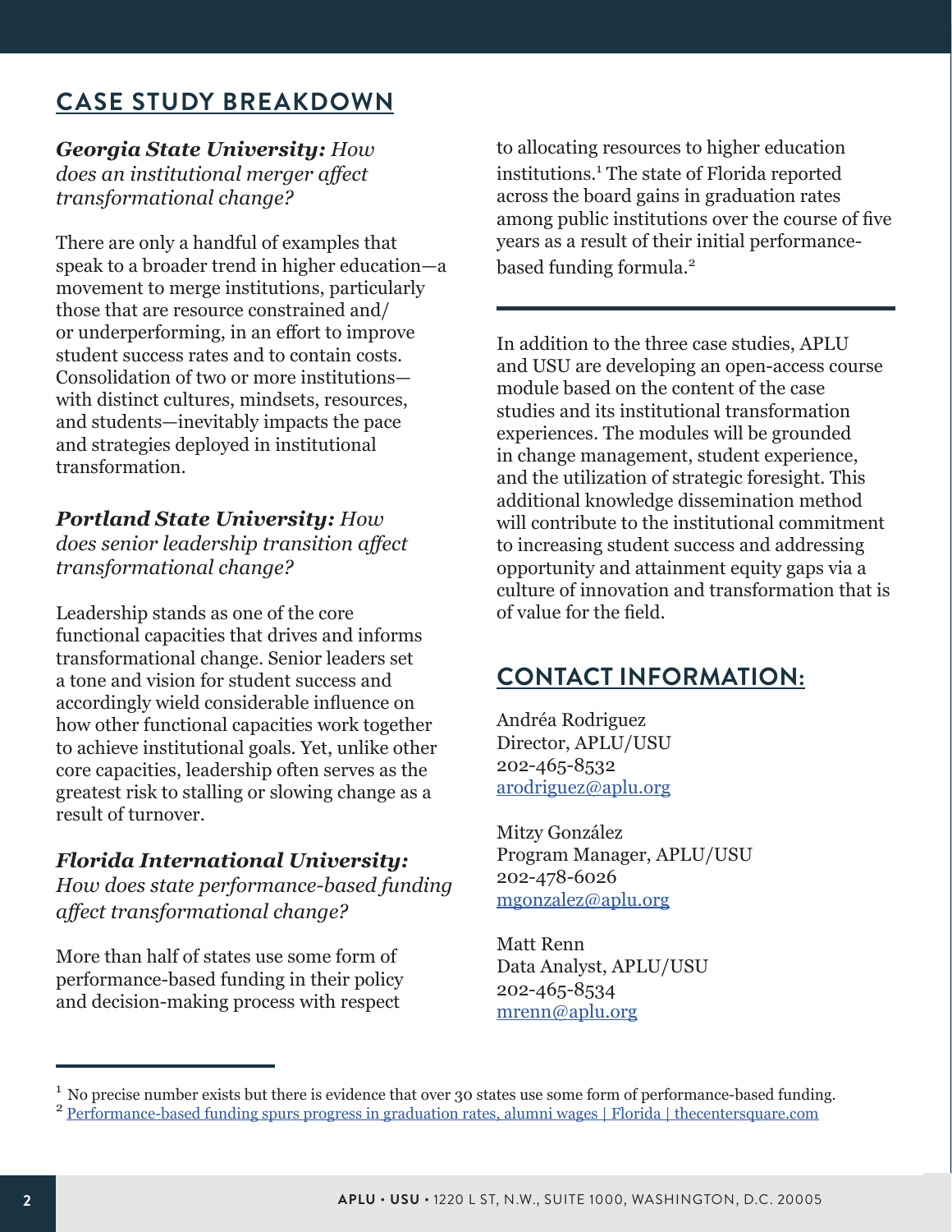## CASE STUDY BREAKDOWN

***Georgia State University:*** *How does an institutional merger affect transformational change?*

There are only a handful of examples that speak to a broader trend in higher education—a movement to merge institutions, particularly those that are resource constrained and/or underperforming, in an effort to improve student success rates and to contain costs. Consolidation of two or more institutions—with distinct cultures, mindsets, resources, and students—inevitably impacts the pace and strategies deployed in institutional transformation.

***Portland State University:*** *How does senior leadership transition affect transformational change?*

Leadership stands as one of the core functional capacities that drives and informs transformational change. Senior leaders set a tone and vision for student success and accordingly wield considerable influence on how other functional capacities work together to achieve institutional goals. Yet, unlike other core capacities, leadership often serves as the greatest risk to stalling or slowing change as a result of turnover.

***Florida International University:*** *How does state performance-based funding affect transformational change?*

More than half of states use some form of performance-based funding in their policy and decision-making process with respect to allocating resources to higher education institutions.[1] The state of Florida reported across the board gains in graduation rates among public institutions over the course of five years as a result of their initial performance-based funding formula.[2]

---

In addition to the three case studies, APLU and USU are developing an open-access course module based on the content of the case studies and its institutional transformation experiences. The modules will be grounded in change management, student experience, and the utilization of strategic foresight. This additional knowledge dissemination method will contribute to the institutional commitment to increasing student success and addressing opportunity and attainment equity gaps via a culture of innovation and transformation that is of value for the field.

## CONTACT INFORMATION:

Andréa Rodriguez
Director, APLU/USU
202-465-8532
arodriguez@aplu.org

Mitzy González
Program Manager, APLU/USU
202-478-6026
mgonzalez@aplu.org

Matt Renn
Data Analyst, APLU/USU
202-465-8534
mrenn@aplu.org

---

[1] No precise number exists but there is evidence that over 30 states use some form of performance-based funding.

[2] Performance-based funding spurs progress in graduation rates, alumni wages | Florida | thecentersquare.com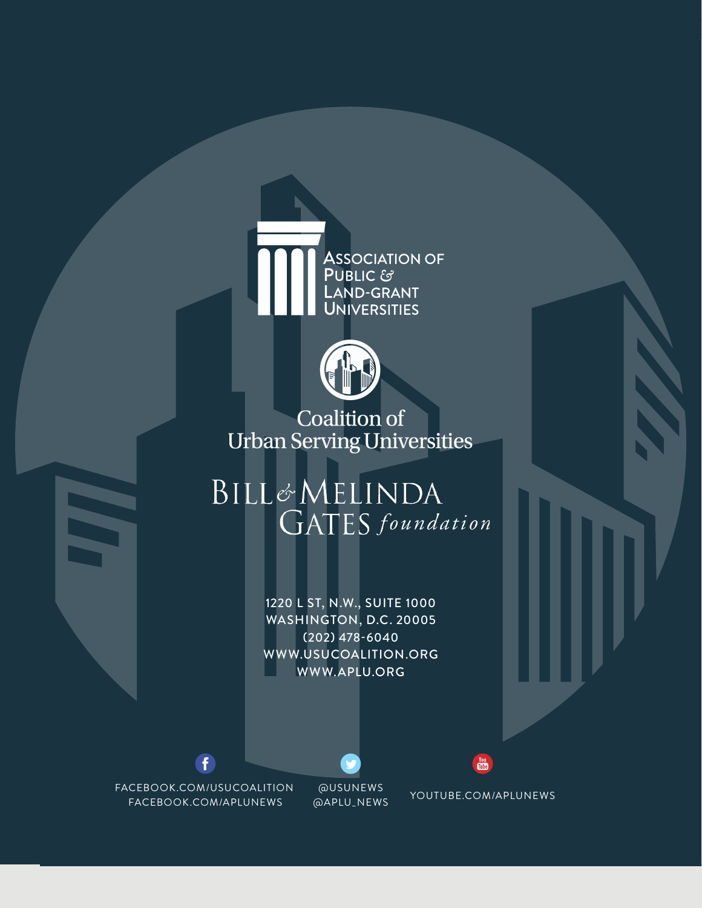ASSOCIATION OF PUBLIC & LAND-GRANT UNIVERSITIES

Coalition of Urban Serving Universities

BILL & MELINDA GATES foundation

1220 L ST, N.W., SUITE 1000
WASHINGTON, D.C. 20005
(202) 478-6040
WWW.USUCOALITION.ORG
WWW.APLU.ORG

FACEBOOK.COM/USUCOALITION
FACEBOOK.COM/APLUNEWS

@USUNEWS
@APLU_NEWS

YOUTUBE.COM/APLUNEWS